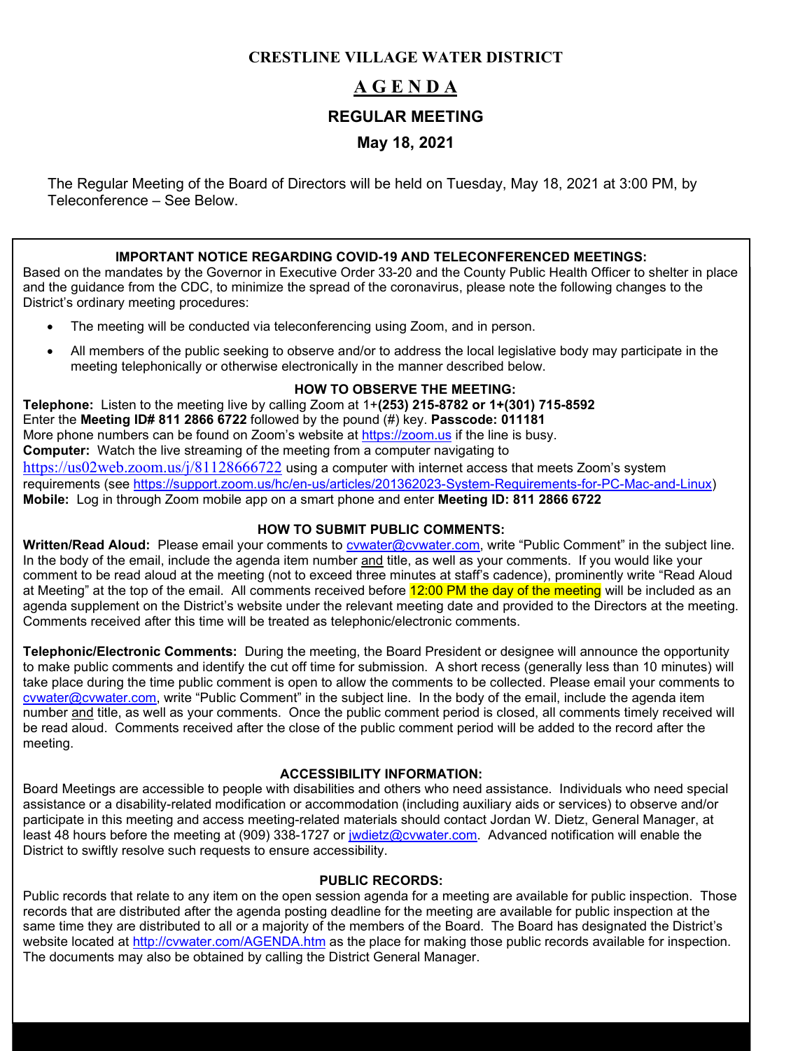**CRESTLINE VILLAGE WATER DISTRICT**

# A G E N D A

## REGULAR MEETING

### May 18, 2021

The Regular Meeting of the Board of Directors will be held on Tuesday, May 18, 2021 at 3:00 PM, by Teleconference – See Below.

**IMPORTANT NOTICE REGARDING COVID-19 AND TELECONFERENCED MEETINGS:**

Based on the mandates by the Governor in Executive Order 33-20 and the County Public Health Officer to shelter in place and the guidance from the CDC, to minimize the spread of the coronavirus, please note the following changes to the District's ordinary meeting procedures:

- The meeting will be conducted via teleconferencing using Zoom, and in person.
- All members of the public seeking to observe and/or to address the local legislative body may participate in the meeting telephonically or otherwise electronically in the manner described below.

**HOW TO OBSERVE THE MEETING:**

**Telephone:** Listen to the meeting live by calling Zoom at 1+**(253) 215-8782 or 1+(301) 715-8592**
Enter the **Meeting ID# 811 2866 6722** followed by the pound (#) key. **Passcode: 011181**
More phone numbers can be found on Zoom's website at https://zoom.us if the line is busy.
**Computer:** Watch the live streaming of the meeting from a computer navigating to https://us02web.zoom.us/j/81128666722 using a computer with internet access that meets Zoom's system requirements (see https://support.zoom.us/hc/en-us/articles/201362023-System-Requirements-for-PC-Mac-and-Linux)
**Mobile:** Log in through Zoom mobile app on a smart phone and enter **Meeting ID: 811 2866 6722**

**HOW TO SUBMIT PUBLIC COMMENTS:**

**Written/Read Aloud:** Please email your comments to cvwater@cvwater.com, write "Public Comment" in the subject line. In the body of the email, include the agenda item number and title, as well as your comments. If you would like your comment to be read aloud at the meeting (not to exceed three minutes at staff's cadence), prominently write "Read Aloud at Meeting" at the top of the email. All comments received before 12:00 PM the day of the meeting will be included as an agenda supplement on the District's website under the relevant meeting date and provided to the Directors at the meeting. Comments received after this time will be treated as telephonic/electronic comments.

**Telephonic/Electronic Comments:** During the meeting, the Board President or designee will announce the opportunity to make public comments and identify the cut off time for submission. A short recess (generally less than 10 minutes) will take place during the time public comment is open to allow the comments to be collected. Please email your comments to cvwater@cvwater.com, write "Public Comment" in the subject line. In the body of the email, include the agenda item number and title, as well as your comments. Once the public comment period is closed, all comments timely received will be read aloud. Comments received after the close of the public comment period will be added to the record after the meeting.

**ACCESSIBILITY INFORMATION:**

Board Meetings are accessible to people with disabilities and others who need assistance. Individuals who need special assistance or a disability-related modification or accommodation (including auxiliary aids or services) to observe and/or participate in this meeting and access meeting-related materials should contact Jordan W. Dietz, General Manager, at least 48 hours before the meeting at (909) 338-1727 or jwdietz@cvwater.com. Advanced notification will enable the District to swiftly resolve such requests to ensure accessibility.

**PUBLIC RECORDS:**

Public records that relate to any item on the open session agenda for a meeting are available for public inspection. Those records that are distributed after the agenda posting deadline for the meeting are available for public inspection at the same time they are distributed to all or a majority of the members of the Board. The Board has designated the District's website located at http://cvwater.com/AGENDA.htm as the place for making those public records available for inspection. The documents may also be obtained by calling the District General Manager.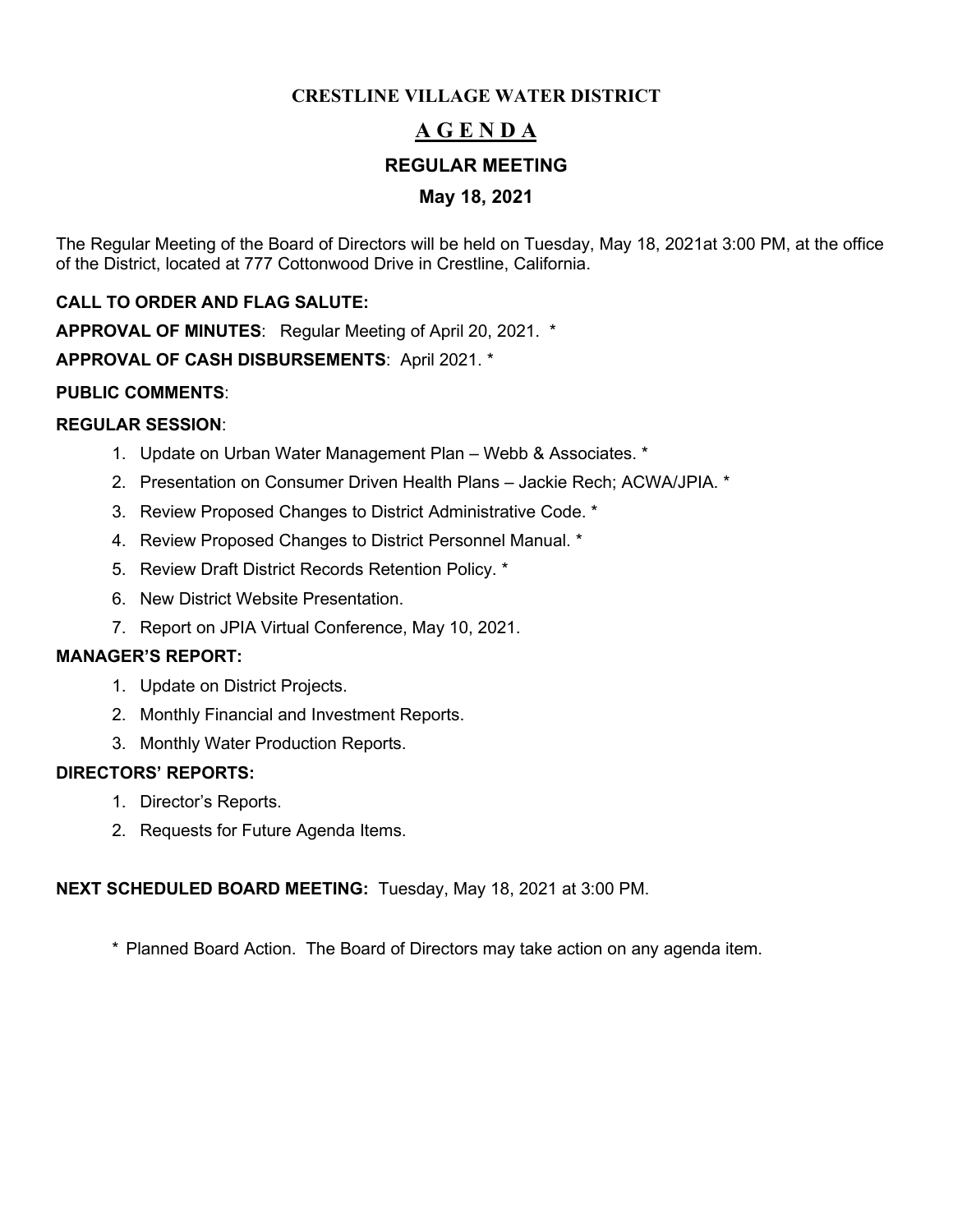**CRESTLINE VILLAGE WATER DISTRICT**

# A G E N D A

## REGULAR MEETING

### May 18, 2021

The Regular Meeting of the Board of Directors will be held on Tuesday, May 18, 2021at 3:00 PM, at the office of the District, located at 777 Cottonwood Drive in Crestline, California.

**CALL TO ORDER AND FLAG SALUTE:**

**APPROVAL OF MINUTES**: Regular Meeting of April 20, 2021. *

**APPROVAL OF CASH DISBURSEMENTS**: April 2021. *

**PUBLIC COMMENTS**:

**REGULAR SESSION**:

1. Update on Urban Water Management Plan – Webb & Associates. *
2. Presentation on Consumer Driven Health Plans – Jackie Rech; ACWA/JPIA. *
3. Review Proposed Changes to District Administrative Code. *
4. Review Proposed Changes to District Personnel Manual. *
5. Review Draft District Records Retention Policy. *
6. New District Website Presentation.
7. Report on JPIA Virtual Conference, May 10, 2021.

**MANAGER'S REPORT:**

1. Update on District Projects.
2. Monthly Financial and Investment Reports.
3. Monthly Water Production Reports.

**DIRECTORS' REPORTS:**

1. Director's Reports.
2. Requests for Future Agenda Items.

**NEXT SCHEDULED BOARD MEETING:** Tuesday, May 18, 2021 at 3:00 PM.

\* Planned Board Action. The Board of Directors may take action on any agenda item.